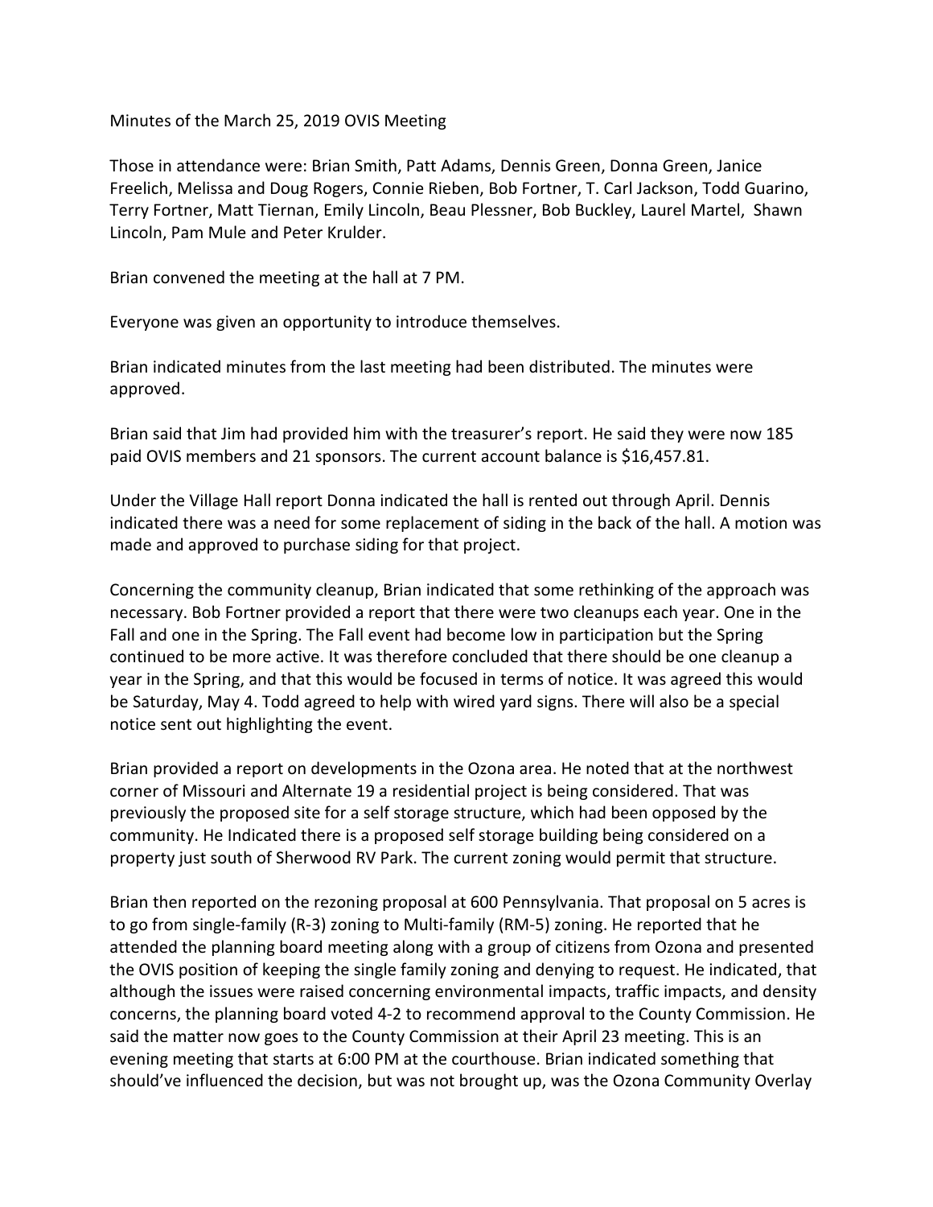Minutes of the March 25, 2019 OVIS Meeting

Those in attendance were: Brian Smith, Patt Adams, Dennis Green, Donna Green, Janice Freelich, Melissa and Doug Rogers, Connie Rieben, Bob Fortner, T. Carl Jackson, Todd Guarino, Terry Fortner, Matt Tiernan, Emily Lincoln, Beau Plessner, Bob Buckley, Laurel Martel, Shawn Lincoln, Pam Mule and Peter Krulder.

Brian convened the meeting at the hall at 7 PM.

Everyone was given an opportunity to introduce themselves.

Brian indicated minutes from the last meeting had been distributed. The minutes were approved.

Brian said that Jim had provided him with the treasurer's report. He said they were now 185 paid OVIS members and 21 sponsors. The current account balance is $16,457.81.

Under the Village Hall report Donna indicated the hall is rented out through April. Dennis indicated there was a need for some replacement of siding in the back of the hall. A motion was made and approved to purchase siding for that project.

Concerning the community cleanup, Brian indicated that some rethinking of the approach was necessary. Bob Fortner provided a report that there were two cleanups each year. One in the Fall and one in the Spring. The Fall event had become low in participation but the Spring continued to be more active. It was therefore concluded that there should be one cleanup a year in the Spring, and that this would be focused in terms of notice. It was agreed this would be Saturday, May 4. Todd agreed to help with wired yard signs. There will also be a special notice sent out highlighting the event.

Brian provided a report on developments in the Ozona area. He noted that at the northwest corner of Missouri and Alternate 19 a residential project is being considered. That was previously the proposed site for a self storage structure, which had been opposed by the community. He Indicated there is a proposed self storage building being considered on a property just south of Sherwood RV Park. The current zoning would permit that structure.

Brian then reported on the rezoning proposal at 600 Pennsylvania. That proposal on 5 acres is to go from single-family (R-3) zoning to Multi-family (RM-5) zoning. He reported that he attended the planning board meeting along with a group of citizens from Ozona and presented the OVIS position of keeping the single family zoning and denying to request. He indicated, that although the issues were raised concerning environmental impacts, traffic impacts, and density concerns, the planning board voted 4-2 to recommend approval to the County Commission. He said the matter now goes to the County Commission at their April 23 meeting. This is an evening meeting that starts at 6:00 PM at the courthouse. Brian indicated something that should've influenced the decision, but was not brought up, was the Ozona Community Overlay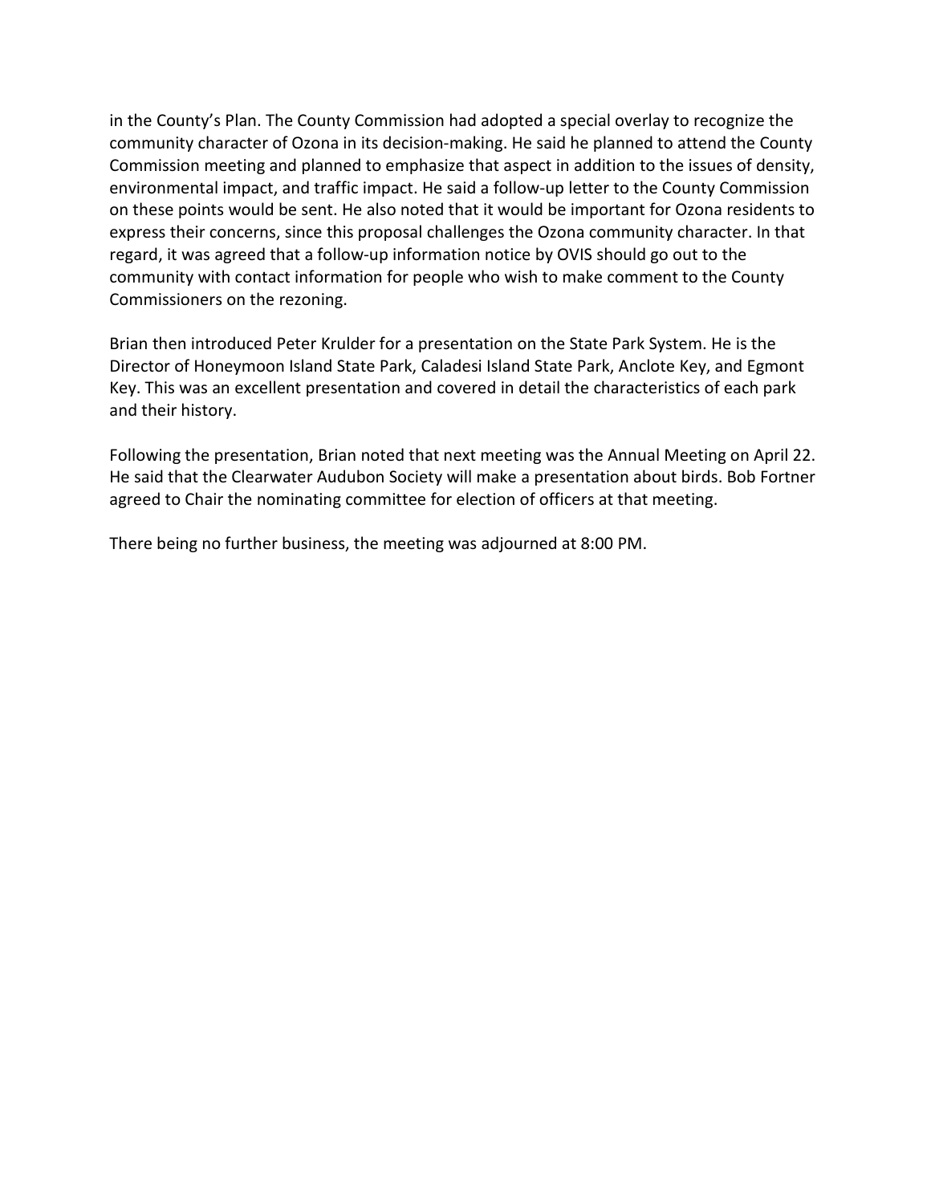in the County's Plan. The County Commission had adopted a special overlay to recognize the community character of Ozona in its decision-making. He said he planned to attend the County Commission meeting and planned to emphasize that aspect in addition to the issues of density, environmental impact, and traffic impact. He said a follow-up letter to the County Commission on these points would be sent. He also noted that it would be important for Ozona residents to express their concerns, since this proposal challenges the Ozona community character. In that regard, it was agreed that a follow-up information notice by OVIS should go out to the community with contact information for people who wish to make comment to the County Commissioners on the rezoning.

Brian then introduced Peter Krulder for a presentation on the State Park System. He is the Director of Honeymoon Island State Park, Caladesi Island State Park, Anclote Key, and Egmont Key. This was an excellent presentation and covered in detail the characteristics of each park and their history.

Following the presentation, Brian noted that next meeting was the Annual Meeting on April 22. He said that the Clearwater Audubon Society will make a presentation about birds. Bob Fortner agreed to Chair the nominating committee for election of officers at that meeting.

There being no further business, the meeting was adjourned at 8:00 PM.